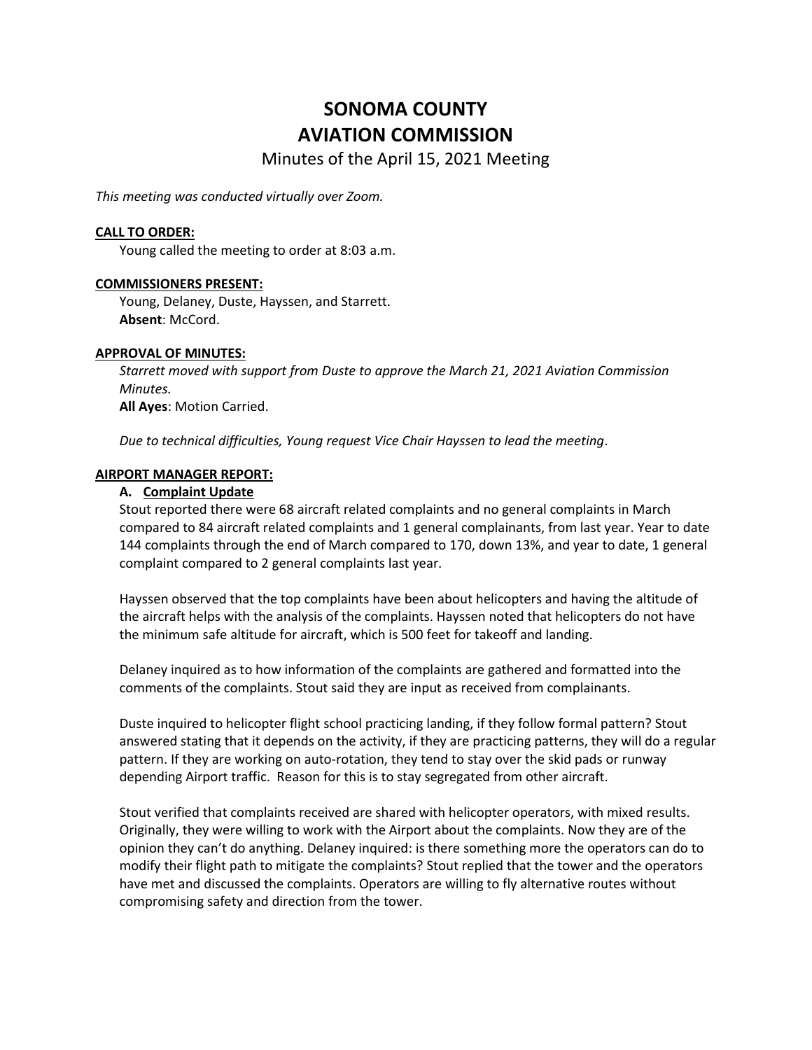# SONOMA COUNTY
# AVIATION COMMISSION

Minutes of the April 15, 2021 Meeting

*This meeting was conducted virtually over Zoom.*

**CALL TO ORDER:**

Young called the meeting to order at 8:03 a.m.

**COMMISSIONERS PRESENT:**

Young, Delaney, Duste, Hayssen, and Starrett.
**Absent**: McCord.

**APPROVAL OF MINUTES:**

*Starrett moved with support from Duste to approve the March 21, 2021 Aviation Commission Minutes.*
**All Ayes**: Motion Carried.

*Due to technical difficulties, Young request Vice Chair Hayssen to lead the meeting*.

**AIRPORT MANAGER REPORT:**

**A. Complaint Update**

Stout reported there were 68 aircraft related complaints and no general complaints in March compared to 84 aircraft related complaints and 1 general complainants, from last year. Year to date 144 complaints through the end of March compared to 170, down 13%, and year to date, 1 general complaint compared to 2 general complaints last year.

Hayssen observed that the top complaints have been about helicopters and having the altitude of the aircraft helps with the analysis of the complaints. Hayssen noted that helicopters do not have the minimum safe altitude for aircraft, which is 500 feet for takeoff and landing.

Delaney inquired as to how information of the complaints are gathered and formatted into the comments of the complaints. Stout said they are input as received from complainants.

Duste inquired to helicopter flight school practicing landing, if they follow formal pattern? Stout answered stating that it depends on the activity, if they are practicing patterns, they will do a regular pattern. If they are working on auto-rotation, they tend to stay over the skid pads or runway depending Airport traffic. Reason for this is to stay segregated from other aircraft.

Stout verified that complaints received are shared with helicopter operators, with mixed results. Originally, they were willing to work with the Airport about the complaints. Now they are of the opinion they can't do anything. Delaney inquired: is there something more the operators can do to modify their flight path to mitigate the complaints? Stout replied that the tower and the operators have met and discussed the complaints. Operators are willing to fly alternative routes without compromising safety and direction from the tower.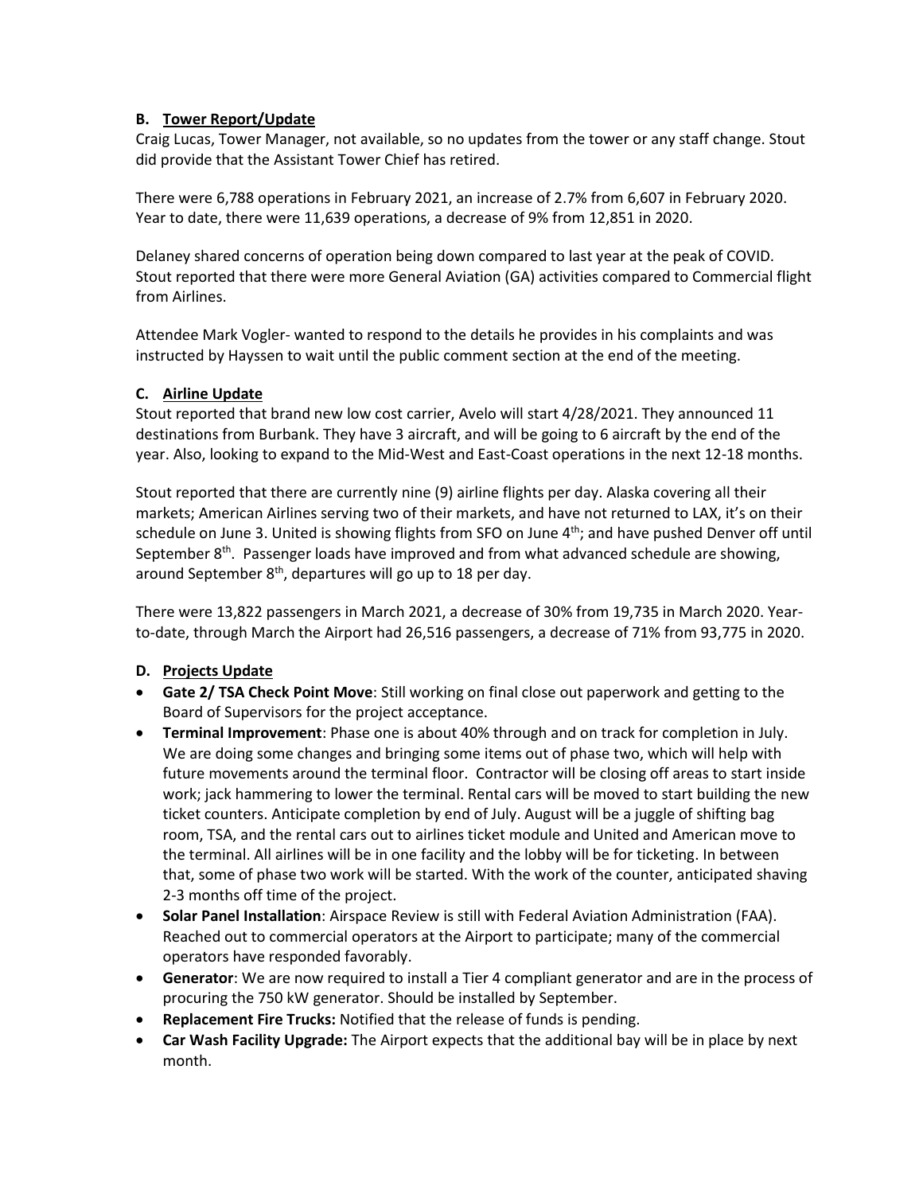### B. Tower Report/Update

Craig Lucas, Tower Manager, not available, so no updates from the tower or any staff change. Stout did provide that the Assistant Tower Chief has retired.

There were 6,788 operations in February 2021, an increase of 2.7% from 6,607 in February 2020. Year to date, there were 11,639 operations, a decrease of 9% from 12,851 in 2020.

Delaney shared concerns of operation being down compared to last year at the peak of COVID. Stout reported that there were more General Aviation (GA) activities compared to Commercial flight from Airlines.

Attendee Mark Vogler- wanted to respond to the details he provides in his complaints and was instructed by Hayssen to wait until the public comment section at the end of the meeting.

### C. Airline Update

Stout reported that brand new low cost carrier, Avelo will start 4/28/2021. They announced 11 destinations from Burbank. They have 3 aircraft, and will be going to 6 aircraft by the end of the year. Also, looking to expand to the Mid-West and East-Coast operations in the next 12-18 months.

Stout reported that there are currently nine (9) airline flights per day. Alaska covering all their markets; American Airlines serving two of their markets, and have not returned to LAX, it's on their schedule on June 3. United is showing flights from SFO on June 4th; and have pushed Denver off until September 8th. Passenger loads have improved and from what advanced schedule are showing, around September 8th, departures will go up to 18 per day.

There were 13,822 passengers in March 2021, a decrease of 30% from 19,735 in March 2020. Year-to-date, through March the Airport had 26,516 passengers, a decrease of 71% from 93,775 in 2020.

### D. Projects Update

- **Gate 2/ TSA Check Point Move**: Still working on final close out paperwork and getting to the Board of Supervisors for the project acceptance.
- **Terminal Improvement**: Phase one is about 40% through and on track for completion in July. We are doing some changes and bringing some items out of phase two, which will help with future movements around the terminal floor. Contractor will be closing off areas to start inside work; jack hammering to lower the terminal. Rental cars will be moved to start building the new ticket counters. Anticipate completion by end of July. August will be a juggle of shifting bag room, TSA, and the rental cars out to airlines ticket module and United and American move to the terminal. All airlines will be in one facility and the lobby will be for ticketing. In between that, some of phase two work will be started. With the work of the counter, anticipated shaving 2-3 months off time of the project.
- **Solar Panel Installation**: Airspace Review is still with Federal Aviation Administration (FAA). Reached out to commercial operators at the Airport to participate; many of the commercial operators have responded favorably.
- **Generator**: We are now required to install a Tier 4 compliant generator and are in the process of procuring the 750 kW generator. Should be installed by September.
- **Replacement Fire Trucks:** Notified that the release of funds is pending.
- **Car Wash Facility Upgrade:** The Airport expects that the additional bay will be in place by next month.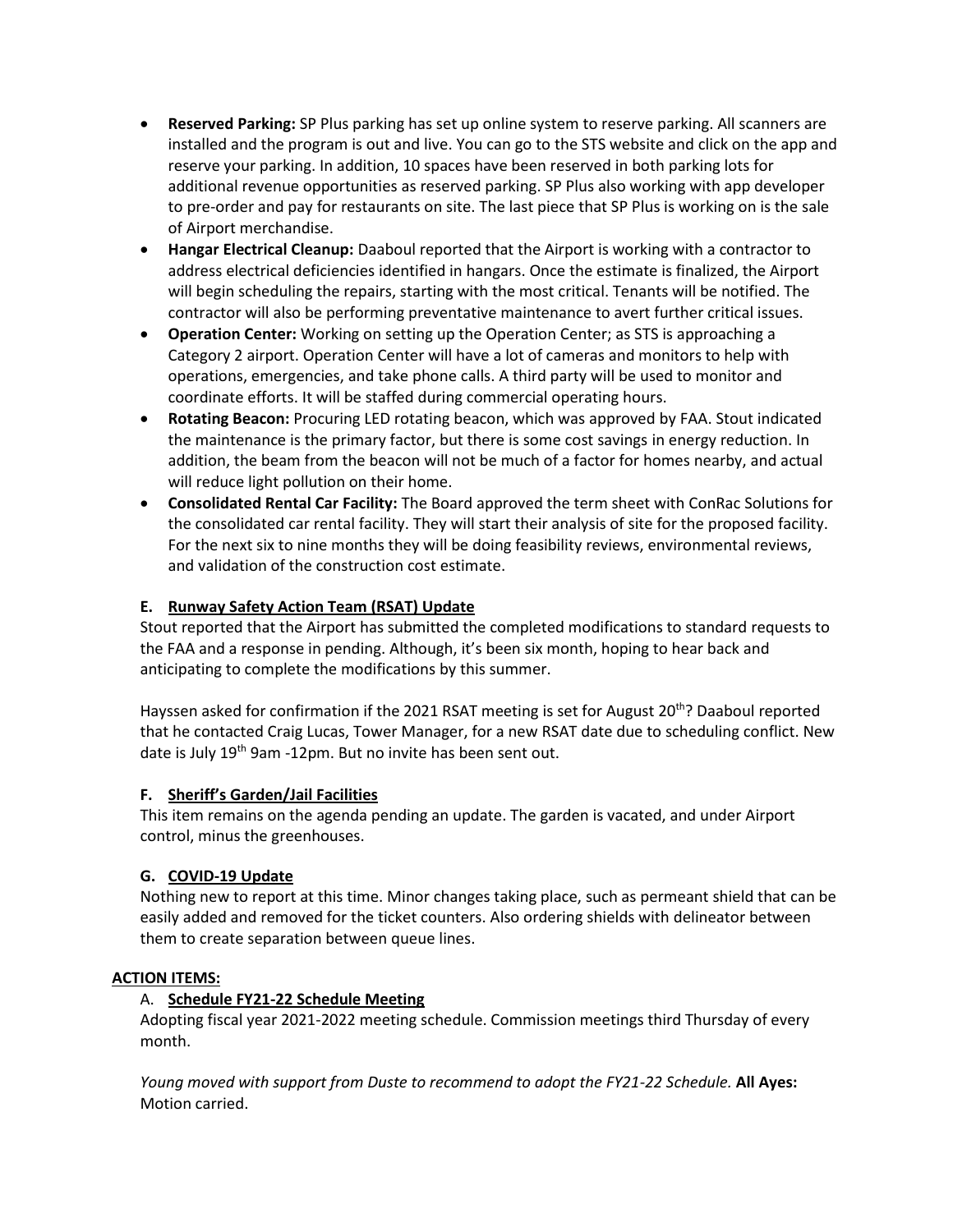- **Reserved Parking:** SP Plus parking has set up online system to reserve parking. All scanners are installed and the program is out and live. You can go to the STS website and click on the app and reserve your parking. In addition, 10 spaces have been reserved in both parking lots for additional revenue opportunities as reserved parking. SP Plus also working with app developer to pre-order and pay for restaurants on site. The last piece that SP Plus is working on is the sale of Airport merchandise.
- **Hangar Electrical Cleanup:** Daaboul reported that the Airport is working with a contractor to address electrical deficiencies identified in hangars. Once the estimate is finalized, the Airport will begin scheduling the repairs, starting with the most critical. Tenants will be notified. The contractor will also be performing preventative maintenance to avert further critical issues.
- **Operation Center:** Working on setting up the Operation Center; as STS is approaching a Category 2 airport. Operation Center will have a lot of cameras and monitors to help with operations, emergencies, and take phone calls. A third party will be used to monitor and coordinate efforts. It will be staffed during commercial operating hours.
- **Rotating Beacon:** Procuring LED rotating beacon, which was approved by FAA. Stout indicated the maintenance is the primary factor, but there is some cost savings in energy reduction. In addition, the beam from the beacon will not be much of a factor for homes nearby, and actual will reduce light pollution on their home.
- **Consolidated Rental Car Facility:** The Board approved the term sheet with ConRac Solutions for the consolidated car rental facility. They will start their analysis of site for the proposed facility. For the next six to nine months they will be doing feasibility reviews, environmental reviews, and validation of the construction cost estimate.

### E. Runway Safety Action Team (RSAT) Update

Stout reported that the Airport has submitted the completed modifications to standard requests to the FAA and a response in pending. Although, it's been six month, hoping to hear back and anticipating to complete the modifications by this summer.

Hayssen asked for confirmation if the 2021 RSAT meeting is set for August 20th? Daaboul reported that he contacted Craig Lucas, Tower Manager, for a new RSAT date due to scheduling conflict. New date is July 19th 9am -12pm. But no invite has been sent out.

### F. Sheriff's Garden/Jail Facilities

This item remains on the agenda pending an update. The garden is vacated, and under Airport control, minus the greenhouses.

### G. COVID-19 Update

Nothing new to report at this time. Minor changes taking place, such as permeant shield that can be easily added and removed for the ticket counters. Also ordering shields with delineator between them to create separation between queue lines.

## ACTION ITEMS:

### A. Schedule FY21-22 Schedule Meeting

Adopting fiscal year 2021-2022 meeting schedule. Commission meetings third Thursday of every month.

*Young moved with support from Duste to recommend to adopt the FY21-22 Schedule.* **All Ayes:** Motion carried.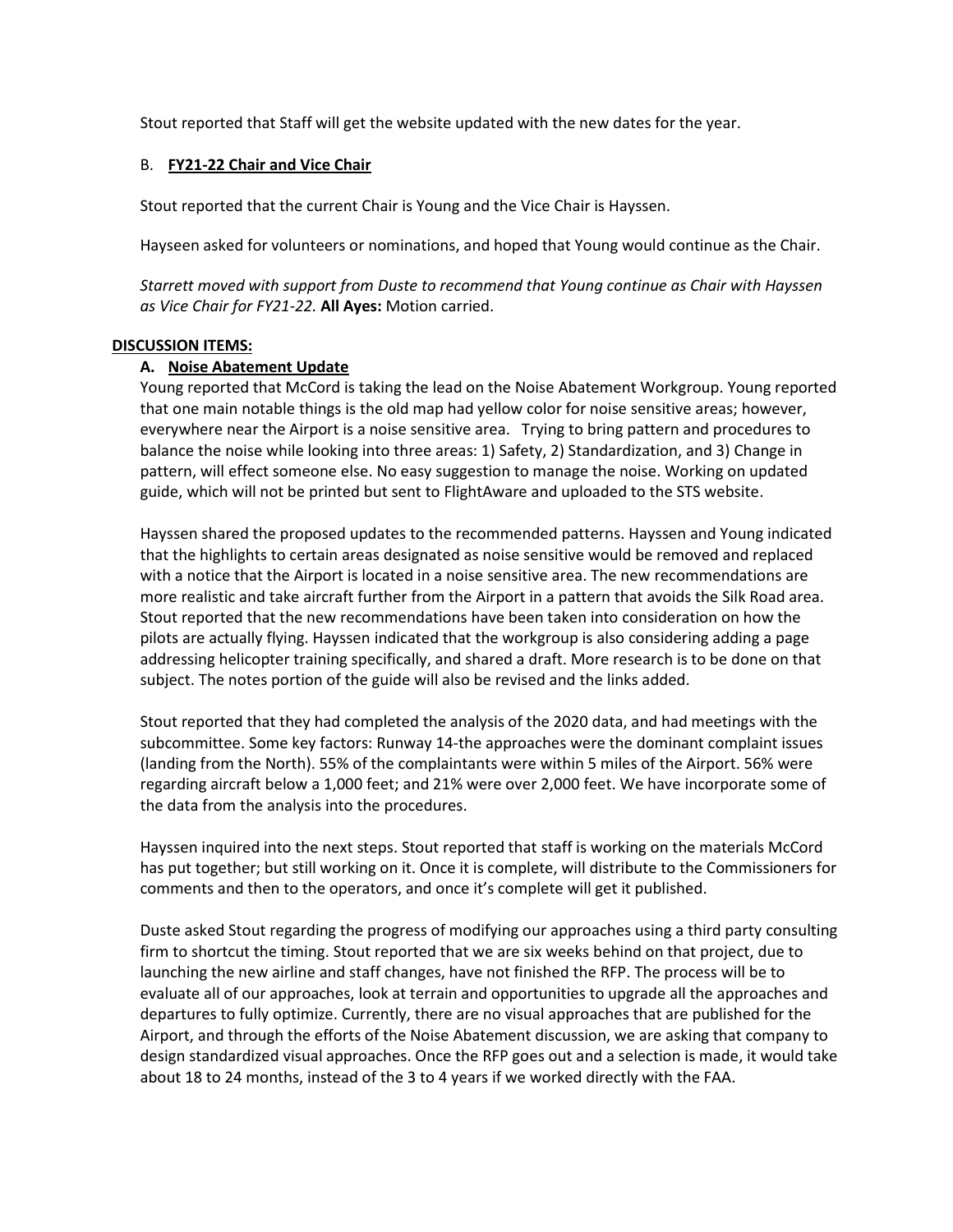Stout reported that Staff will get the website updated with the new dates for the year.

B. **FY21-22 Chair and Vice Chair**

Stout reported that the current Chair is Young and the Vice Chair is Hayssen.

Hayseen asked for volunteers or nominations, and hoped that Young would continue as the Chair.

*Starrett moved with support from Duste to recommend that Young continue as Chair with Hayssen as Vice Chair for FY21-22.* **All Ayes:** Motion carried.

**DISCUSSION ITEMS:**

**A. Noise Abatement Update**

Young reported that McCord is taking the lead on the Noise Abatement Workgroup. Young reported that one main notable things is the old map had yellow color for noise sensitive areas; however, everywhere near the Airport is a noise sensitive area. Trying to bring pattern and procedures to balance the noise while looking into three areas: 1) Safety, 2) Standardization, and 3) Change in pattern, will effect someone else. No easy suggestion to manage the noise. Working on updated guide, which will not be printed but sent to FlightAware and uploaded to the STS website.

Hayssen shared the proposed updates to the recommended patterns. Hayssen and Young indicated that the highlights to certain areas designated as noise sensitive would be removed and replaced with a notice that the Airport is located in a noise sensitive area. The new recommendations are more realistic and take aircraft further from the Airport in a pattern that avoids the Silk Road area. Stout reported that the new recommendations have been taken into consideration on how the pilots are actually flying. Hayssen indicated that the workgroup is also considering adding a page addressing helicopter training specifically, and shared a draft. More research is to be done on that subject. The notes portion of the guide will also be revised and the links added.

Stout reported that they had completed the analysis of the 2020 data, and had meetings with the subcommittee. Some key factors: Runway 14-the approaches were the dominant complaint issues (landing from the North). 55% of the complaintants were within 5 miles of the Airport. 56% were regarding aircraft below a 1,000 feet; and 21% were over 2,000 feet. We have incorporate some of the data from the analysis into the procedures.

Hayssen inquired into the next steps. Stout reported that staff is working on the materials McCord has put together; but still working on it. Once it is complete, will distribute to the Commissioners for comments and then to the operators, and once it's complete will get it published.

Duste asked Stout regarding the progress of modifying our approaches using a third party consulting firm to shortcut the timing. Stout reported that we are six weeks behind on that project, due to launching the new airline and staff changes, have not finished the RFP. The process will be to evaluate all of our approaches, look at terrain and opportunities to upgrade all the approaches and departures to fully optimize. Currently, there are no visual approaches that are published for the Airport, and through the efforts of the Noise Abatement discussion, we are asking that company to design standardized visual approaches. Once the RFP goes out and a selection is made, it would take about 18 to 24 months, instead of the 3 to 4 years if we worked directly with the FAA.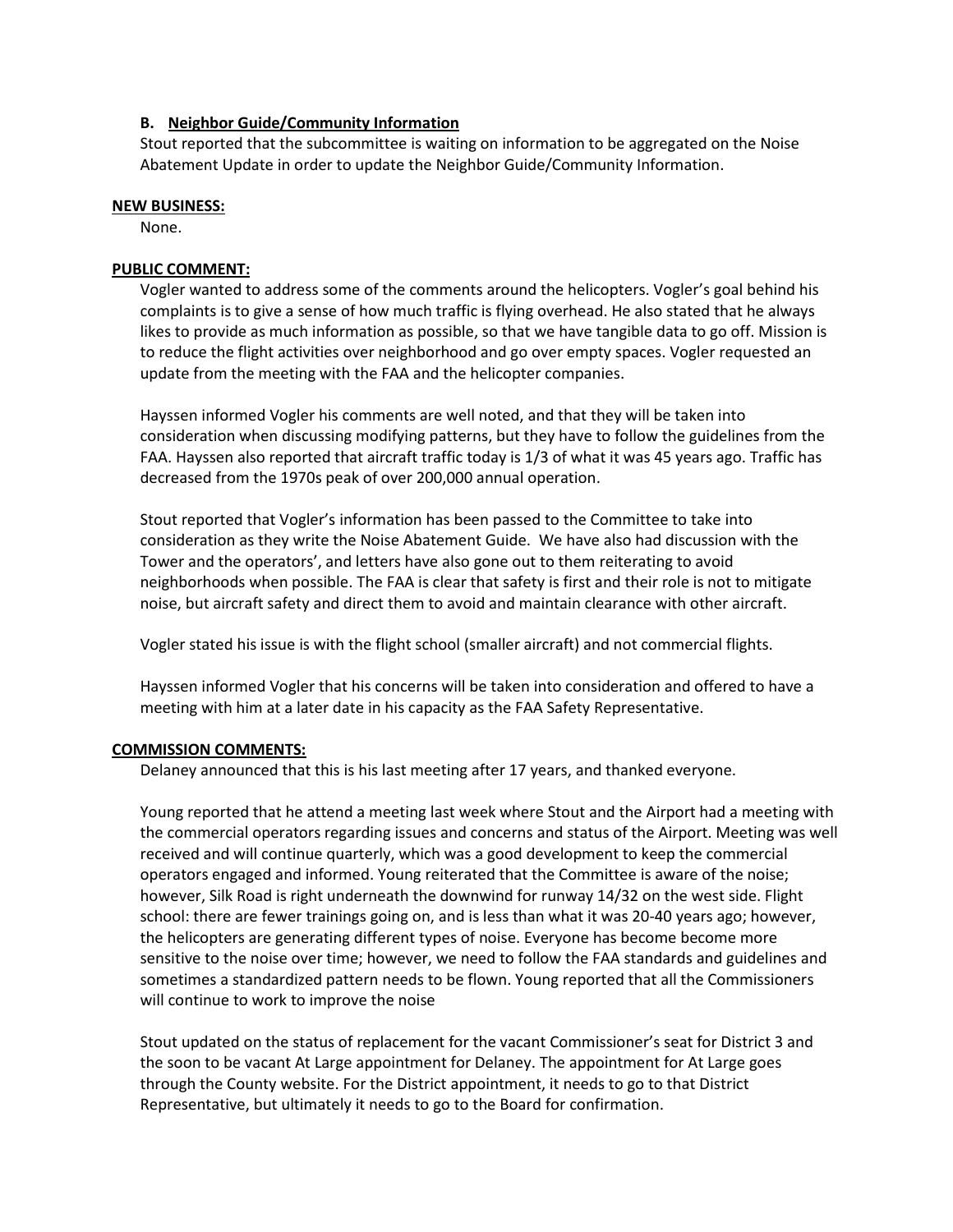### B. Neighbor Guide/Community Information

Stout reported that the subcommittee is waiting on information to be aggregated on the Noise Abatement Update in order to update the Neighbor Guide/Community Information.

## NEW BUSINESS:

None.

## PUBLIC COMMENT:

Vogler wanted to address some of the comments around the helicopters. Vogler's goal behind his complaints is to give a sense of how much traffic is flying overhead. He also stated that he always likes to provide as much information as possible, so that we have tangible data to go off. Mission is to reduce the flight activities over neighborhood and go over empty spaces. Vogler requested an update from the meeting with the FAA and the helicopter companies.

Hayssen informed Vogler his comments are well noted, and that they will be taken into consideration when discussing modifying patterns, but they have to follow the guidelines from the FAA. Hayssen also reported that aircraft traffic today is 1/3 of what it was 45 years ago. Traffic has decreased from the 1970s peak of over 200,000 annual operation.

Stout reported that Vogler's information has been passed to the Committee to take into consideration as they write the Noise Abatement Guide. We have also had discussion with the Tower and the operators', and letters have also gone out to them reiterating to avoid neighborhoods when possible. The FAA is clear that safety is first and their role is not to mitigate noise, but aircraft safety and direct them to avoid and maintain clearance with other aircraft.

Vogler stated his issue is with the flight school (smaller aircraft) and not commercial flights.

Hayssen informed Vogler that his concerns will be taken into consideration and offered to have a meeting with him at a later date in his capacity as the FAA Safety Representative.

## COMMISSION COMMENTS:

Delaney announced that this is his last meeting after 17 years, and thanked everyone.

Young reported that he attend a meeting last week where Stout and the Airport had a meeting with the commercial operators regarding issues and concerns and status of the Airport. Meeting was well received and will continue quarterly, which was a good development to keep the commercial operators engaged and informed. Young reiterated that the Committee is aware of the noise; however, Silk Road is right underneath the downwind for runway 14/32 on the west side. Flight school: there are fewer trainings going on, and is less than what it was 20-40 years ago; however, the helicopters are generating different types of noise. Everyone has become become more sensitive to the noise over time; however, we need to follow the FAA standards and guidelines and sometimes a standardized pattern needs to be flown. Young reported that all the Commissioners will continue to work to improve the noise

Stout updated on the status of replacement for the vacant Commissioner's seat for District 3 and the soon to be vacant At Large appointment for Delaney. The appointment for At Large goes through the County website. For the District appointment, it needs to go to that District Representative, but ultimately it needs to go to the Board for confirmation.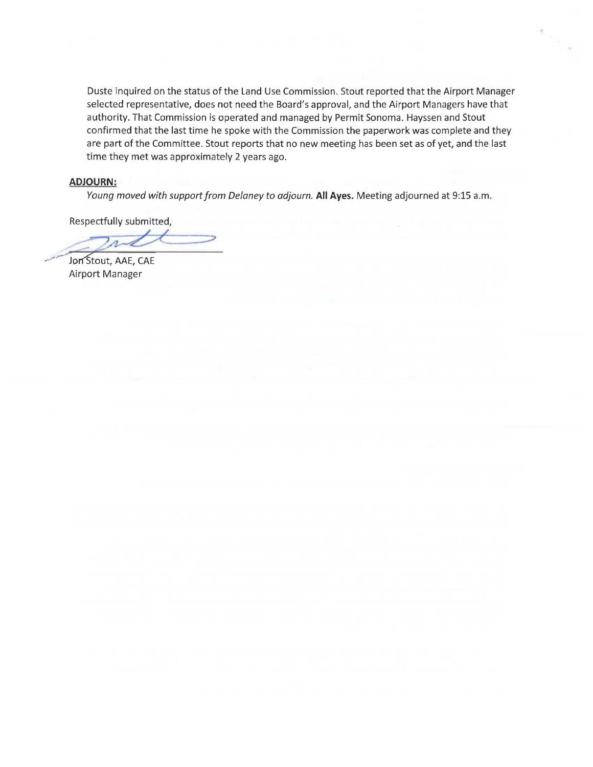Duste inquired on the status of the Land Use Commission. Stout reported that the Airport Manager selected representative, does not need the Board's approval, and the Airport Managers have that authority. That Commission is operated and managed by Permit Sonoma. Hayssen and Stout confirmed that the last time he spoke with the Commission the paperwork was complete and they are part of the Committee. Stout reports that no new meeting has been set as of yet, and the last time they met was approximately 2 years ago.

**ADJOURN:**

*Young moved with support from Delaney to adjourn.* **All Ayes.** Meeting adjourned at 9:15 a.m.

Respectfully submitted,

Jon Stout, AAE, CAE
Airport Manager